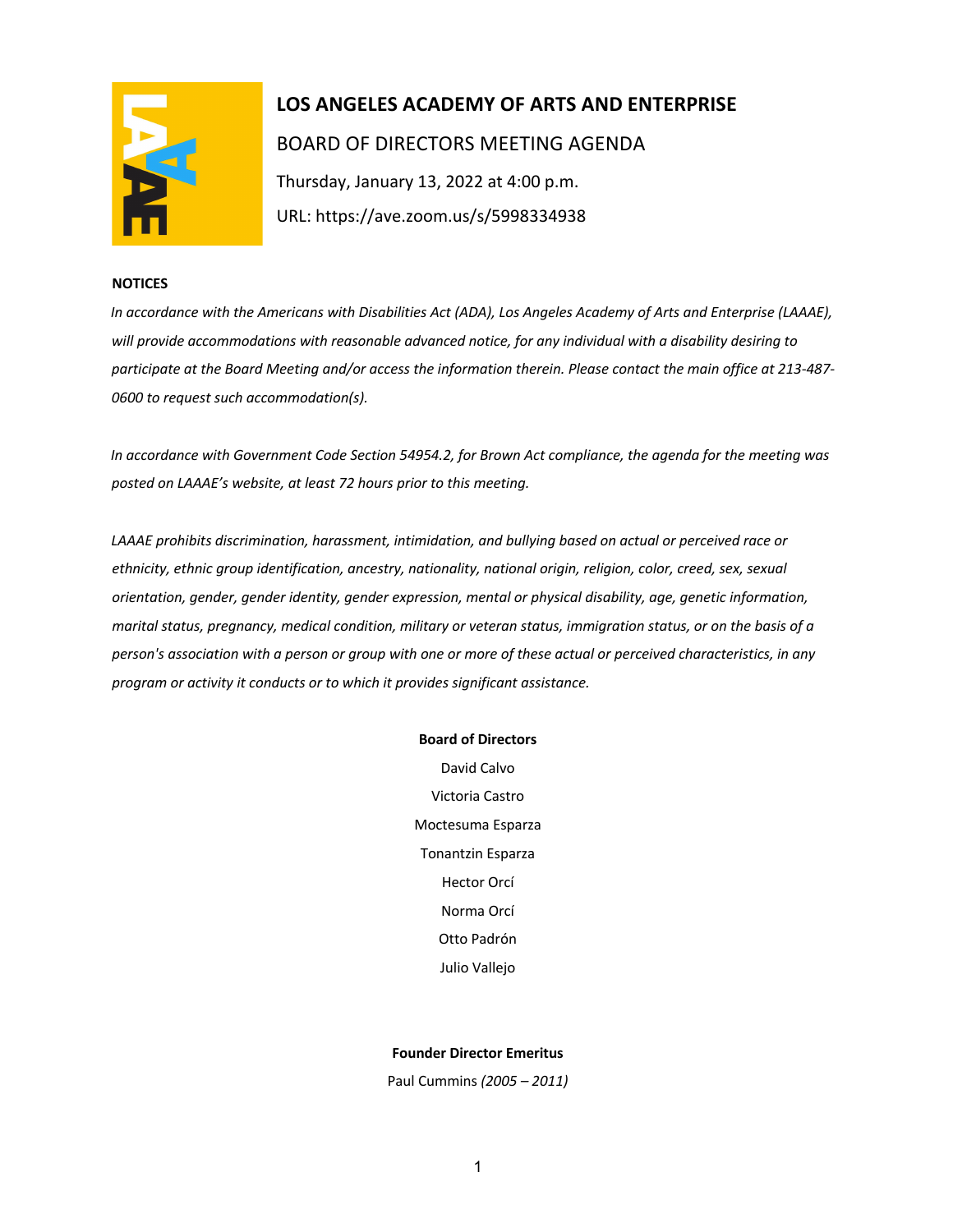# LOS ANGELES ACADEMY OF ARTS AND ENTERPRISE

## BOARD OF DIRECTORS MEETING AGENDA

Thursday, January 13, 2022 at 4:00 p.m.

URL: https://ave.zoom.us/s/5998334938

**NOTICES**

*In accordance with the Americans with Disabilities Act (ADA), Los Angeles Academy of Arts and Enterprise (LAAAE), will provide accommodations with reasonable advanced notice, for any individual with a disability desiring to participate at the Board Meeting and/or access the information therein. Please contact the main office at 213-487-0600 to request such accommodation(s).*

*In accordance with Government Code Section 54954.2, for Brown Act compliance, the agenda for the meeting was posted on LAAAE's website, at least 72 hours prior to this meeting.*

*LAAAE prohibits discrimination, harassment, intimidation, and bullying based on actual or perceived race or ethnicity, ethnic group identification, ancestry, nationality, national origin, religion, color, creed, sex, sexual orientation, gender, gender identity, gender expression, mental or physical disability, age, genetic information, marital status, pregnancy, medical condition, military or veteran status, immigration status, or on the basis of a person's association with a person or group with one or more of these actual or perceived characteristics, in any program or activity it conducts or to which it provides significant assistance.*

**Board of Directors**

David Calvo

Victoria Castro

Moctesuma Esparza

Tonantzin Esparza

Hector Orcí

Norma Orcí

Otto Padrón

Julio Vallejo

**Founder Director Emeritus**

Paul Cummins *(2005 – 2011)*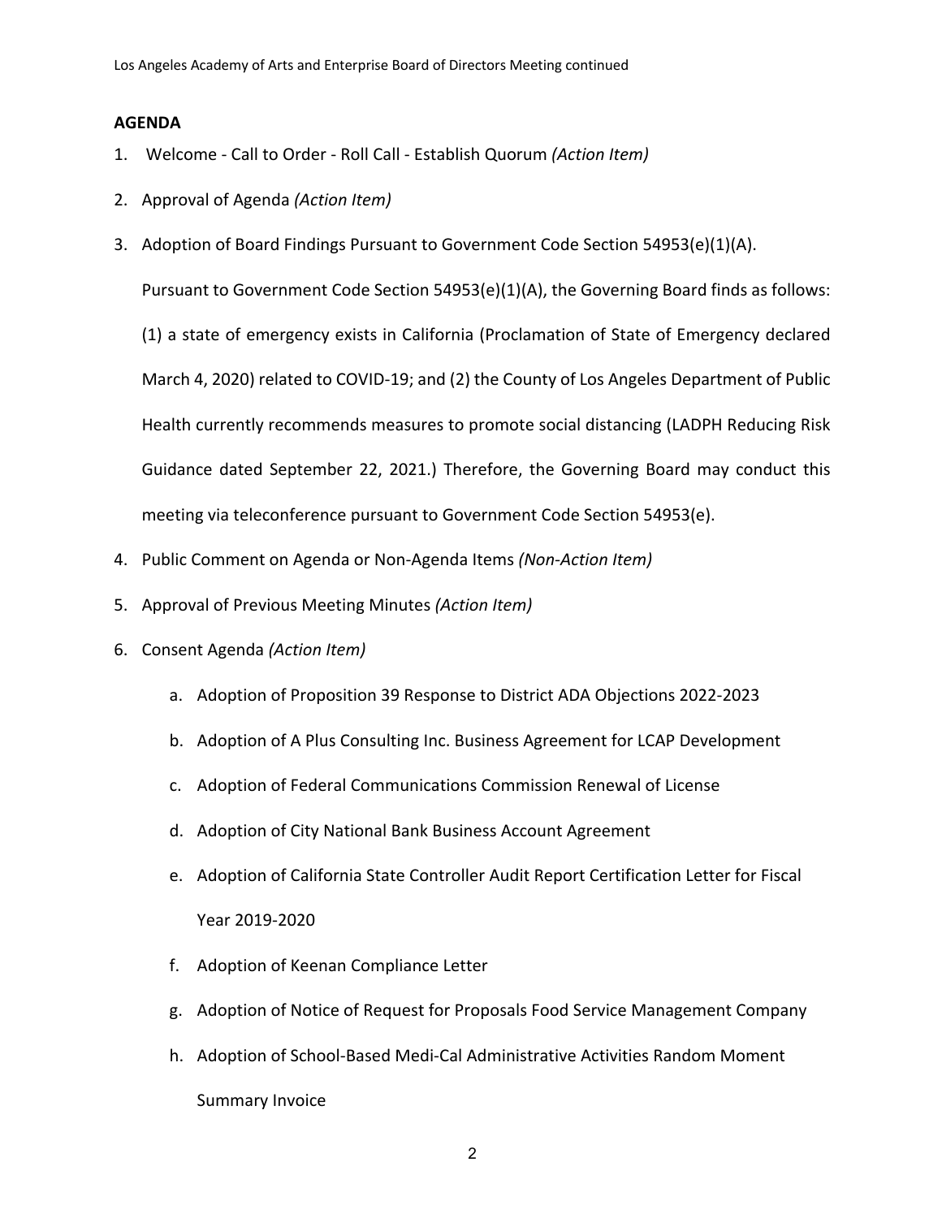**AGENDA**

1. Welcome - Call to Order - Roll Call - Establish Quorum *(Action Item)*
2. Approval of Agenda *(Action Item)*
3. Adoption of Board Findings Pursuant to Government Code Section 54953(e)(1)(A).

   Pursuant to Government Code Section 54953(e)(1)(A), the Governing Board finds as follows: (1) a state of emergency exists in California (Proclamation of State of Emergency declared March 4, 2020) related to COVID-19; and (2) the County of Los Angeles Department of Public Health currently recommends measures to promote social distancing (LADPH Reducing Risk Guidance dated September 22, 2021.) Therefore, the Governing Board may conduct this meeting via teleconference pursuant to Government Code Section 54953(e).
4. Public Comment on Agenda or Non-Agenda Items *(Non-Action Item)*
5. Approval of Previous Meeting Minutes *(Action Item)*
6. Consent Agenda *(Action Item)*
   a. Adoption of Proposition 39 Response to District ADA Objections 2022-2023
   b. Adoption of A Plus Consulting Inc. Business Agreement for LCAP Development
   c. Adoption of Federal Communications Commission Renewal of License
   d. Adoption of City National Bank Business Account Agreement
   e. Adoption of California State Controller Audit Report Certification Letter for Fiscal Year 2019-2020
   f. Adoption of Keenan Compliance Letter
   g. Adoption of Notice of Request for Proposals Food Service Management Company
   h. Adoption of School-Based Medi-Cal Administrative Activities Random Moment Summary Invoice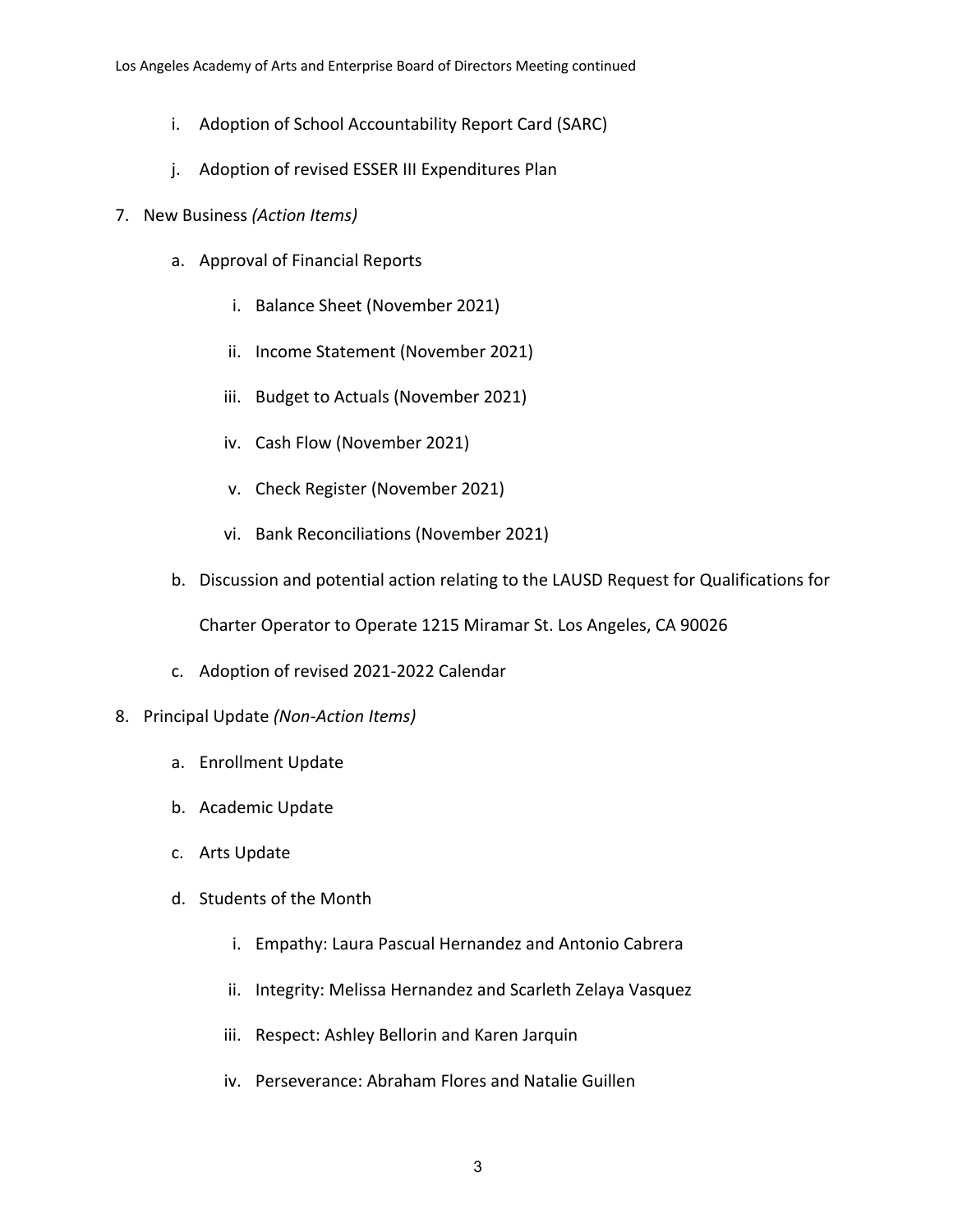- i. Adoption of School Accountability Report Card (SARC)
- j. Adoption of revised ESSER III Expenditures Plan

7. New Business *(Action Items)*
   - a. Approval of Financial Reports
     - i. Balance Sheet (November 2021)
     - ii. Income Statement (November 2021)
     - iii. Budget to Actuals (November 2021)
     - iv. Cash Flow (November 2021)
     - v. Check Register (November 2021)
     - vi. Bank Reconciliations (November 2021)
   - b. Discussion and potential action relating to the LAUSD Request for Qualifications for Charter Operator to Operate 1215 Miramar St. Los Angeles, CA 90026
   - c. Adoption of revised 2021-2022 Calendar

8. Principal Update *(Non-Action Items)*
   - a. Enrollment Update
   - b. Academic Update
   - c. Arts Update
   - d. Students of the Month
     - i. Empathy: Laura Pascual Hernandez and Antonio Cabrera
     - ii. Integrity: Melissa Hernandez and Scarleth Zelaya Vasquez
     - iii. Respect: Ashley Bellorin and Karen Jarquin
     - iv. Perseverance: Abraham Flores and Natalie Guillen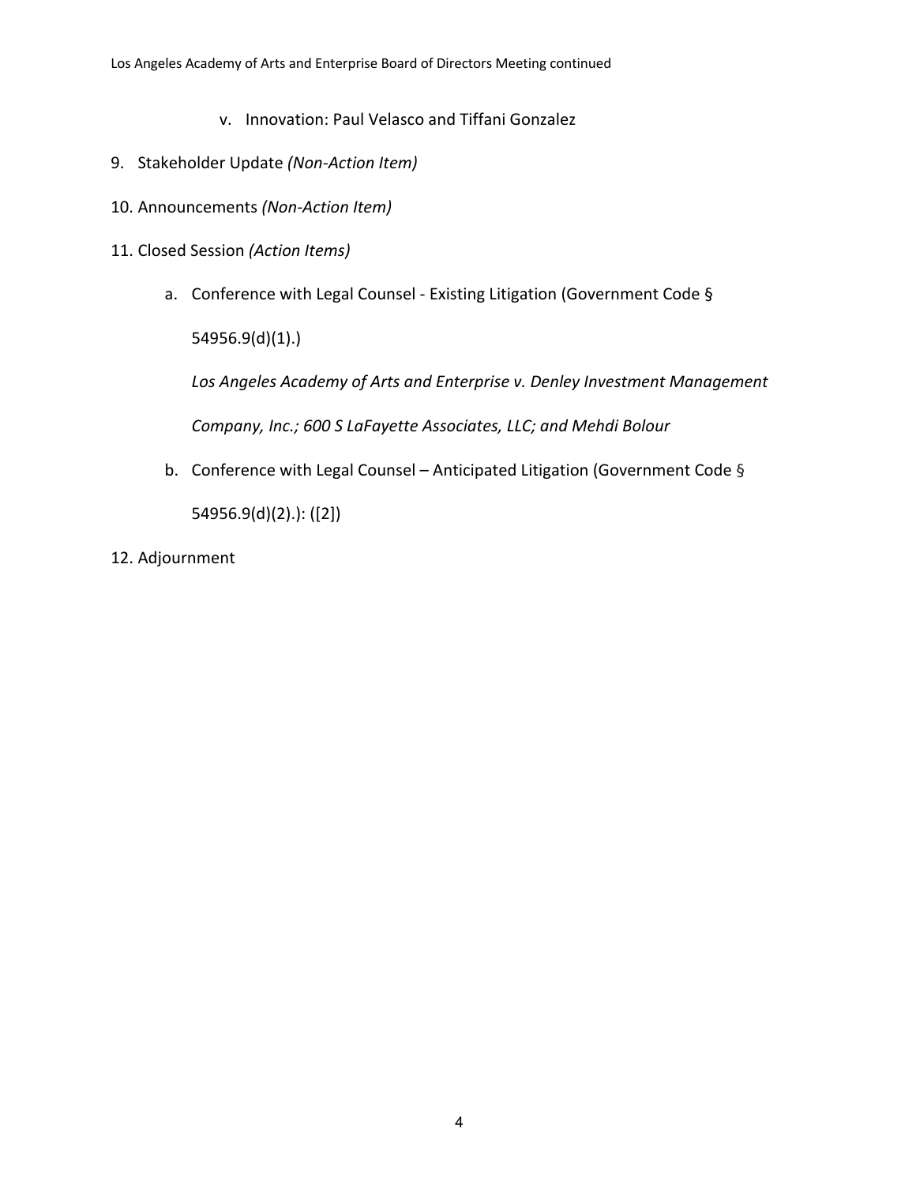v. Innovation: Paul Velasco and Tiffani Gonzalez

9. Stakeholder Update *(Non-Action Item)*

10. Announcements *(Non-Action Item)*

11. Closed Session *(Action Items)*

    a. Conference with Legal Counsel - Existing Litigation (Government Code § 54956.9(d)(1).)

       *Los Angeles Academy of Arts and Enterprise v. Denley Investment Management Company, Inc.; 600 S LaFayette Associates, LLC; and Mehdi Bolour*

    b. Conference with Legal Counsel – Anticipated Litigation (Government Code § 54956.9(d)(2).): ([2])

12. Adjournment